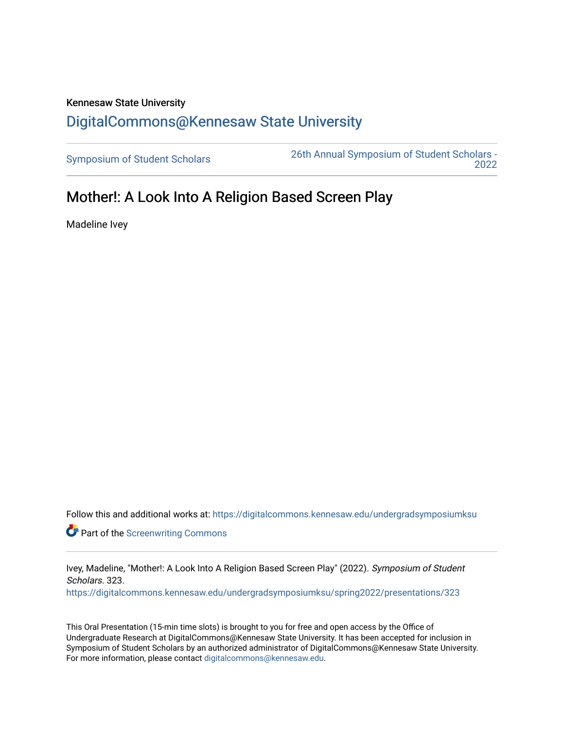Kennesaw State University

DigitalCommons@Kennesaw State University

Symposium of Student Scholars | 26th Annual Symposium of Student Scholars - 2022

# Mother!: A Look Into A Religion Based Screen Play

Madeline Ivey

Follow this and additional works at: https://digitalcommons.kennesaw.edu/undergradsymposiumksu

Part of the Screenwriting Commons

Ivey, Madeline, "Mother!: A Look Into A Religion Based Screen Play" (2022). *Symposium of Student Scholars*. 323.
https://digitalcommons.kennesaw.edu/undergradsymposiumksu/spring2022/presentations/323

This Oral Presentation (15-min time slots) is brought to you for free and open access by the Office of Undergraduate Research at DigitalCommons@Kennesaw State University. It has been accepted for inclusion in Symposium of Student Scholars by an authorized administrator of DigitalCommons@Kennesaw State University. For more information, please contact digitalcommons@kennesaw.edu.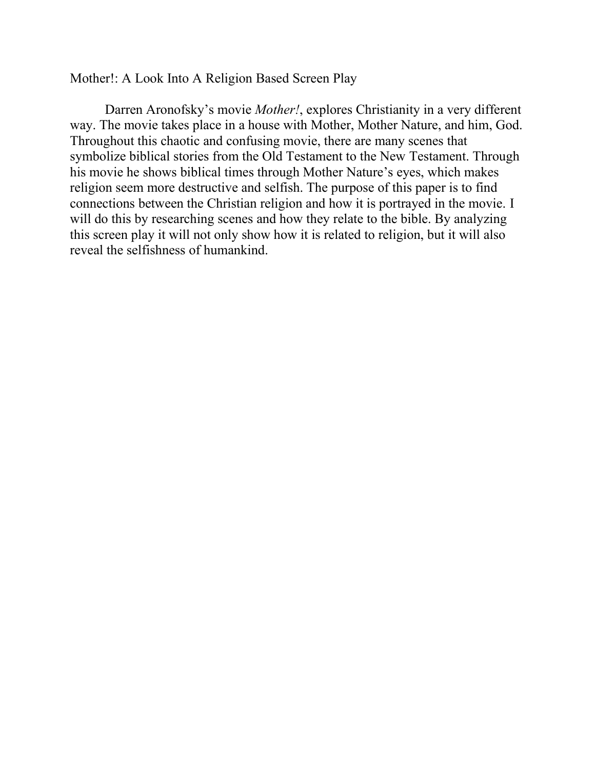Mother!: A Look Into A Religion Based Screen Play

Darren Aronofsky's movie *Mother!*, explores Christianity in a very different way. The movie takes place in a house with Mother, Mother Nature, and him, God. Throughout this chaotic and confusing movie, there are many scenes that symbolize biblical stories from the Old Testament to the New Testament. Through his movie he shows biblical times through Mother Nature's eyes, which makes religion seem more destructive and selfish. The purpose of this paper is to find connections between the Christian religion and how it is portrayed in the movie. I will do this by researching scenes and how they relate to the bible. By analyzing this screen play it will not only show how it is related to religion, but it will also reveal the selfishness of humankind.